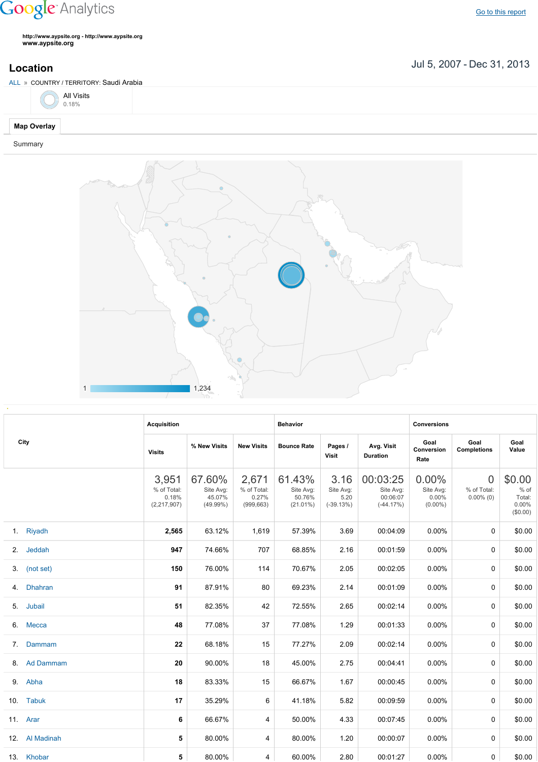Google Analytics

Go to this report

http://www.aypsite.org - http://www.aypsite.org
**www.aypsite.org**

# Location

Jul 5, 2007 - Dec 31, 2013

ALL » COUNTRY / TERRITORY: Saudi Arabia

All Visits
0.18%

**Map Overlay**

Summary

1 1,234

| City | Acquisition | | | Behavior | | | Conversions | | |
|---|---|---|---|---|---|---|---|---|---|
| | Visits | % New Visits | New Visits | Bounce Rate | Pages / Visit | Avg. Visit Duration | Goal Conversion Rate | Goal Completions | Goal Value |
| | 3,951 % of Total: 0.18% (2,217,907) | 67.60% Site Avg: 45.07% (49.99%) | 2,671 % of Total: 0.27% (999,663) | 61.43% Site Avg: 50.76% (21.01%) | 3.16 Site Avg: 5.20 (-39.13%) | 00:03:25 Site Avg: 00:06:07 (-44.17%) | 0.00% Site Avg: 0.00% (0.00%) | 0 % of Total: 0.00% (0) | $0.00 % of Total: 0.00% ($0.00) |
| 1. Riyadh | **2,565** | 63.12% | 1,619 | 57.39% | 3.69 | 00:04:09 | 0.00% | 0 | $0.00 |
| 2. Jeddah | **947** | 74.66% | 707 | 68.85% | 2.16 | 00:01:59 | 0.00% | 0 | $0.00 |
| 3. (not set) | **150** | 76.00% | 114 | 70.67% | 2.05 | 00:02:05 | 0.00% | 0 | $0.00 |
| 4. Dhahran | **91** | 87.91% | 80 | 69.23% | 2.14 | 00:01:09 | 0.00% | 0 | $0.00 |
| 5. Jubail | **51** | 82.35% | 42 | 72.55% | 2.65 | 00:02:14 | 0.00% | 0 | $0.00 |
| 6. Mecca | **48** | 77.08% | 37 | 77.08% | 1.29 | 00:01:33 | 0.00% | 0 | $0.00 |
| 7. Dammam | **22** | 68.18% | 15 | 77.27% | 2.09 | 00:02:14 | 0.00% | 0 | $0.00 |
| 8. Ad Dammam | **20** | 90.00% | 18 | 45.00% | 2.75 | 00:04:41 | 0.00% | 0 | $0.00 |
| 9. Abha | **18** | 83.33% | 15 | 66.67% | 1.67 | 00:00:45 | 0.00% | 0 | $0.00 |
| 10. Tabuk | **17** | 35.29% | 6 | 41.18% | 5.82 | 00:09:59 | 0.00% | 0 | $0.00 |
| 11. Arar | **6** | 66.67% | 4 | 50.00% | 4.33 | 00:07:45 | 0.00% | 0 | $0.00 |
| 12. Al Madinah | **5** | 80.00% | 4 | 80.00% | 1.20 | 00:00:07 | 0.00% | 0 | $0.00 |
| 13. Khobar | **5** | 80.00% | 4 | 60.00% | 2.80 | 00:01:27 | 0.00% | 0 | $0.00 |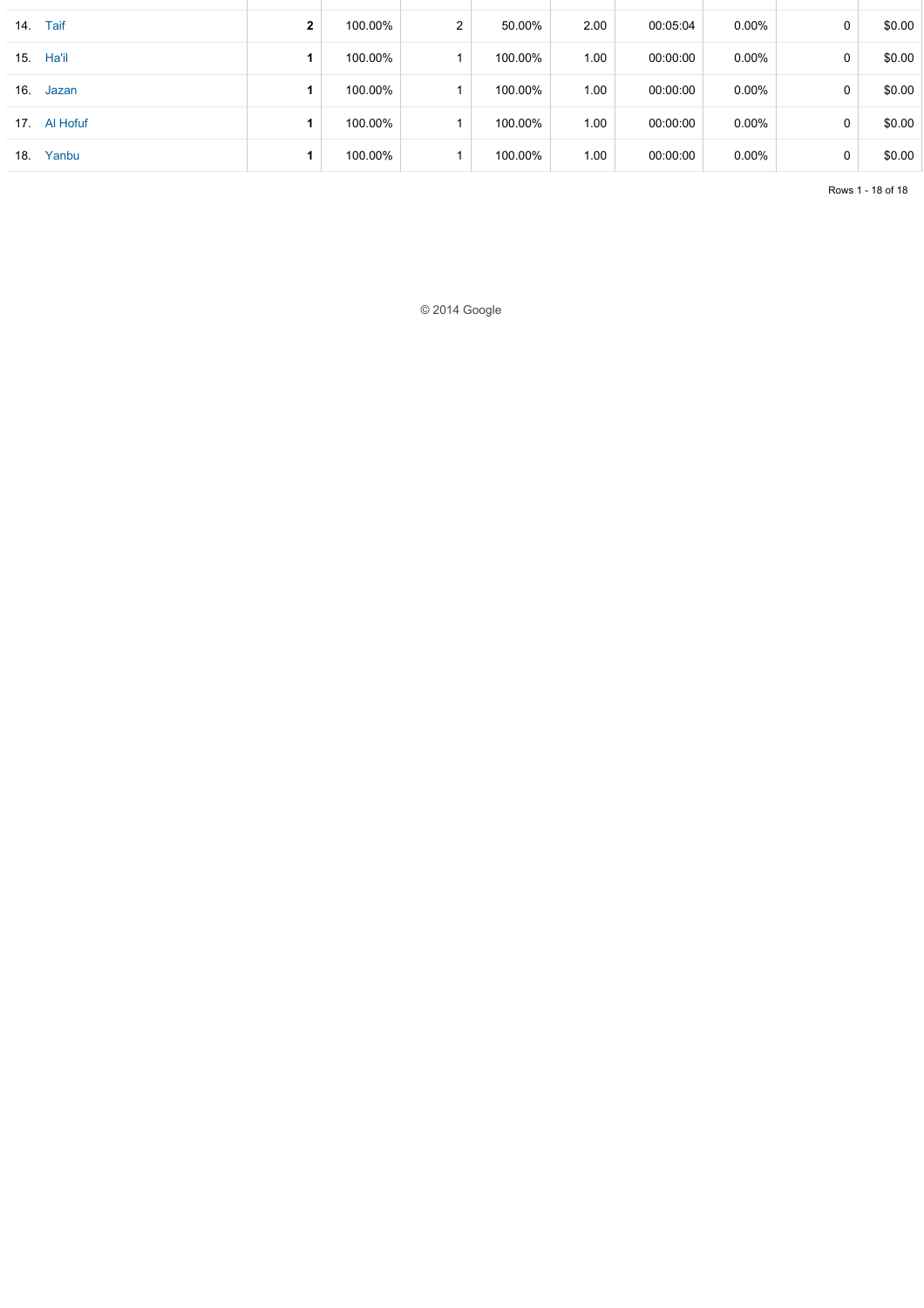| | | | | | | | | | |
|---|---|---|---|---|---|---|---|---|---|
| 14. | Taif | **2** | 100.00% | 2 | 50.00% | 2.00 | 00:05:04 | 0.00% | 0 | $0.00 |
| 15. | Ha'il | **1** | 100.00% | 1 | 100.00% | 1.00 | 00:00:00 | 0.00% | 0 | $0.00 |
| 16. | Jazan | **1** | 100.00% | 1 | 100.00% | 1.00 | 00:00:00 | 0.00% | 0 | $0.00 |
| 17. | Al Hofuf | **1** | 100.00% | 1 | 100.00% | 1.00 | 00:00:00 | 0.00% | 0 | $0.00 |
| 18. | Yanbu | **1** | 100.00% | 1 | 100.00% | 1.00 | 00:00:00 | 0.00% | 0 | $0.00 |

Rows 1 - 18 of 18

© 2014 Google